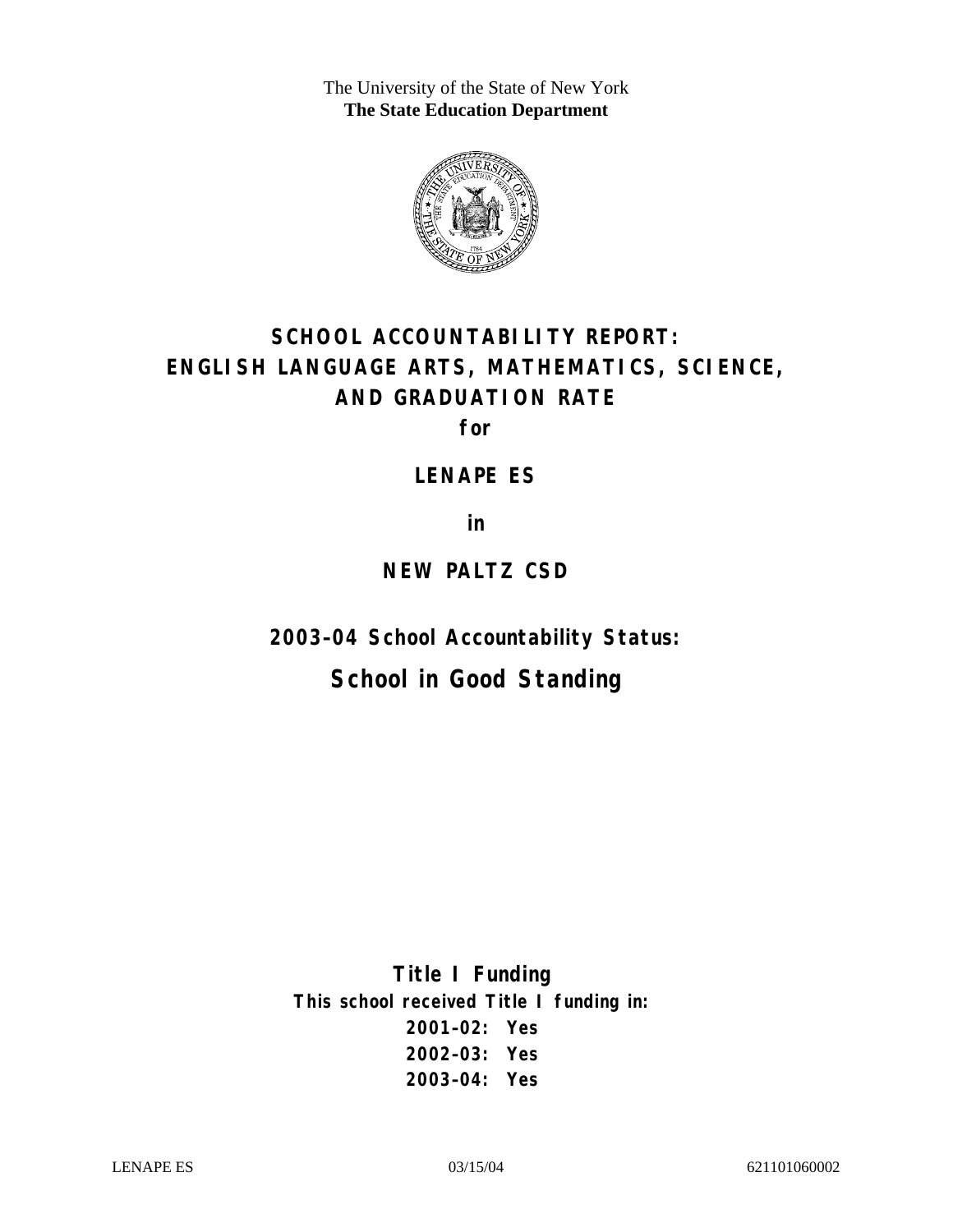The University of the State of New York
**The State Education Department**

# SCHOOL ACCOUNTABILITY REPORT: ENGLISH LANGUAGE ARTS, MATHEMATICS, SCIENCE, AND GRADUATION RATE

**for**

**LENAPE ES**

**in**

**NEW PALTZ CSD**

**2003–04 School Accountability Status:**

## School in Good Standing

**Title I Funding**

**This school received Title I funding in:**

**2001–02: Yes**
**2002–03: Yes**
**2003–04: Yes**

LENAPE ES 03/15/04 621101060002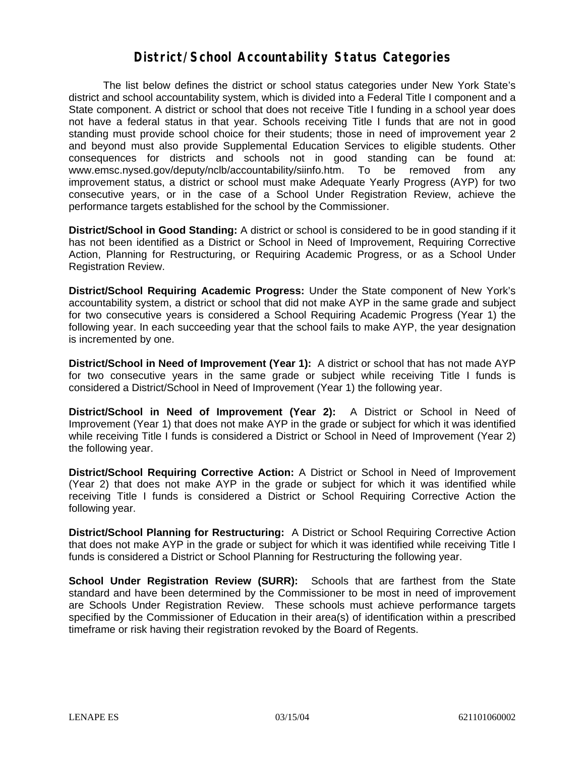# District/School Accountability Status Categories

The list below defines the district or school status categories under New York State's district and school accountability system, which is divided into a Federal Title I component and a State component. A district or school that does not receive Title I funding in a school year does not have a federal status in that year. Schools receiving Title I funds that are not in good standing must provide school choice for their students; those in need of improvement year 2 and beyond must also provide Supplemental Education Services to eligible students. Other consequences for districts and schools not in good standing can be found at: www.emsc.nysed.gov/deputy/nclb/accountability/siinfo.htm. To be removed from any improvement status, a district or school must make Adequate Yearly Progress (AYP) for two consecutive years, or in the case of a School Under Registration Review, achieve the performance targets established for the school by the Commissioner.

**District/School in Good Standing:** A district or school is considered to be in good standing if it has not been identified as a District or School in Need of Improvement, Requiring Corrective Action, Planning for Restructuring, or Requiring Academic Progress, or as a School Under Registration Review.

**District/School Requiring Academic Progress:** Under the State component of New York's accountability system, a district or school that did not make AYP in the same grade and subject for two consecutive years is considered a School Requiring Academic Progress (Year 1) the following year. In each succeeding year that the school fails to make AYP, the year designation is incremented by one.

**District/School in Need of Improvement (Year 1):** A district or school that has not made AYP for two consecutive years in the same grade or subject while receiving Title I funds is considered a District/School in Need of Improvement (Year 1) the following year.

**District/School in Need of Improvement (Year 2):** A District or School in Need of Improvement (Year 1) that does not make AYP in the grade or subject for which it was identified while receiving Title I funds is considered a District or School in Need of Improvement (Year 2) the following year.

**District/School Requiring Corrective Action:** A District or School in Need of Improvement (Year 2) that does not make AYP in the grade or subject for which it was identified while receiving Title I funds is considered a District or School Requiring Corrective Action the following year.

**District/School Planning for Restructuring:** A District or School Requiring Corrective Action that does not make AYP in the grade or subject for which it was identified while receiving Title I funds is considered a District or School Planning for Restructuring the following year.

**School Under Registration Review (SURR):** Schools that are farthest from the State standard and have been determined by the Commissioner to be most in need of improvement are Schools Under Registration Review. These schools must achieve performance targets specified by the Commissioner of Education in their area(s) of identification within a prescribed timeframe or risk having their registration revoked by the Board of Regents.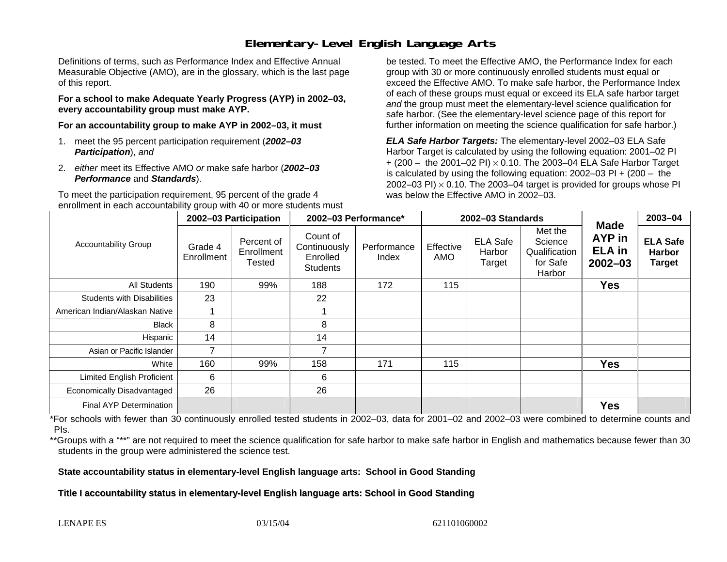# Elementary-Level English Language Arts

Definitions of terms, such as Performance Index and Effective Annual Measurable Objective (AMO), are in the glossary, which is the last page of this report.

**For a school to make Adequate Yearly Progress (AYP) in 2002–03, every accountability group must make AYP.**

**For an accountability group to make AYP in 2002–03, it must**

1. meet the 95 percent participation requirement (***2002–03 Participation***), *and*
2. *either* meet its Effective AMO *or* make safe harbor (***2002–03 Performance*** and ***Standards***).

To meet the participation requirement, 95 percent of the grade 4 enrollment in each accountability group with 40 or more students must be tested. To meet the Effective AMO, the Performance Index for each group with 30 or more continuously enrolled students must equal or exceed the Effective AMO. To make safe harbor, the Performance Index of each of these groups must equal or exceed its ELA safe harbor target *and* the group must meet the elementary-level science qualification for safe harbor. (See the elementary-level science page of this report for further information on meeting the science qualification for safe harbor.)

***ELA Safe Harbor Targets:*** The elementary-level 2002–03 ELA Safe Harbor Target is calculated by using the following equation: 2001–02 PI + (200 – the 2001–02 PI) $\times$ 0.10. The 2003–04 ELA Safe Harbor Target is calculated by using the following equation: 2002–03 PI + (200 – the 2002–03 PI) $\times$ 0.10. The 2003–04 target is provided for groups whose PI was below the Effective AMO in 2002–03.

| Accountability Group | 2002–03 Participation | | 2002–03 Performance* | | 2002–03 Standards | | | Made AYP in ELA in 2002–03 | 2003–04 |
|---|---|---|---|---|---|---|---|---|---|
| | Grade 4 Enrollment | Percent of Enrollment Tested | Count of Continuously Enrolled Students | Performance Index | Effective AMO | ELA Safe Harbor Target | Met the Science Qualification for Safe Harbor | | ELA Safe Harbor Target |
| All Students | 190 | 99% | 188 | 172 | 115 | | | **Yes** | |
| Students with Disabilities | 23 | | 22 | | | | | | |
| American Indian/Alaskan Native | 1 | | 1 | | | | | | |
| Black | 8 | | 8 | | | | | | |
| Hispanic | 14 | | 14 | | | | | | |
| Asian or Pacific Islander | 7 | | 7 | | | | | | |
| White | 160 | 99% | 158 | 171 | 115 | | | **Yes** | |
| Limited English Proficient | 6 | | 6 | | | | | | |
| Economically Disadvantaged | 26 | | 26 | | | | | | |
| Final AYP Determination | | | | | | | | **Yes** | |

*For schools with fewer than 30 continuously enrolled tested students in 2002–03, data for 2001–02 and 2002–03 were combined to determine counts and PIs.

**Groups with a "**" are not required to meet the science qualification for safe harbor to make safe harbor in English and mathematics because fewer than 30 students in the group were administered the science test.

**State accountability status in elementary-level English language arts: School in Good Standing**

**Title I accountability status in elementary-level English language arts: School in Good Standing**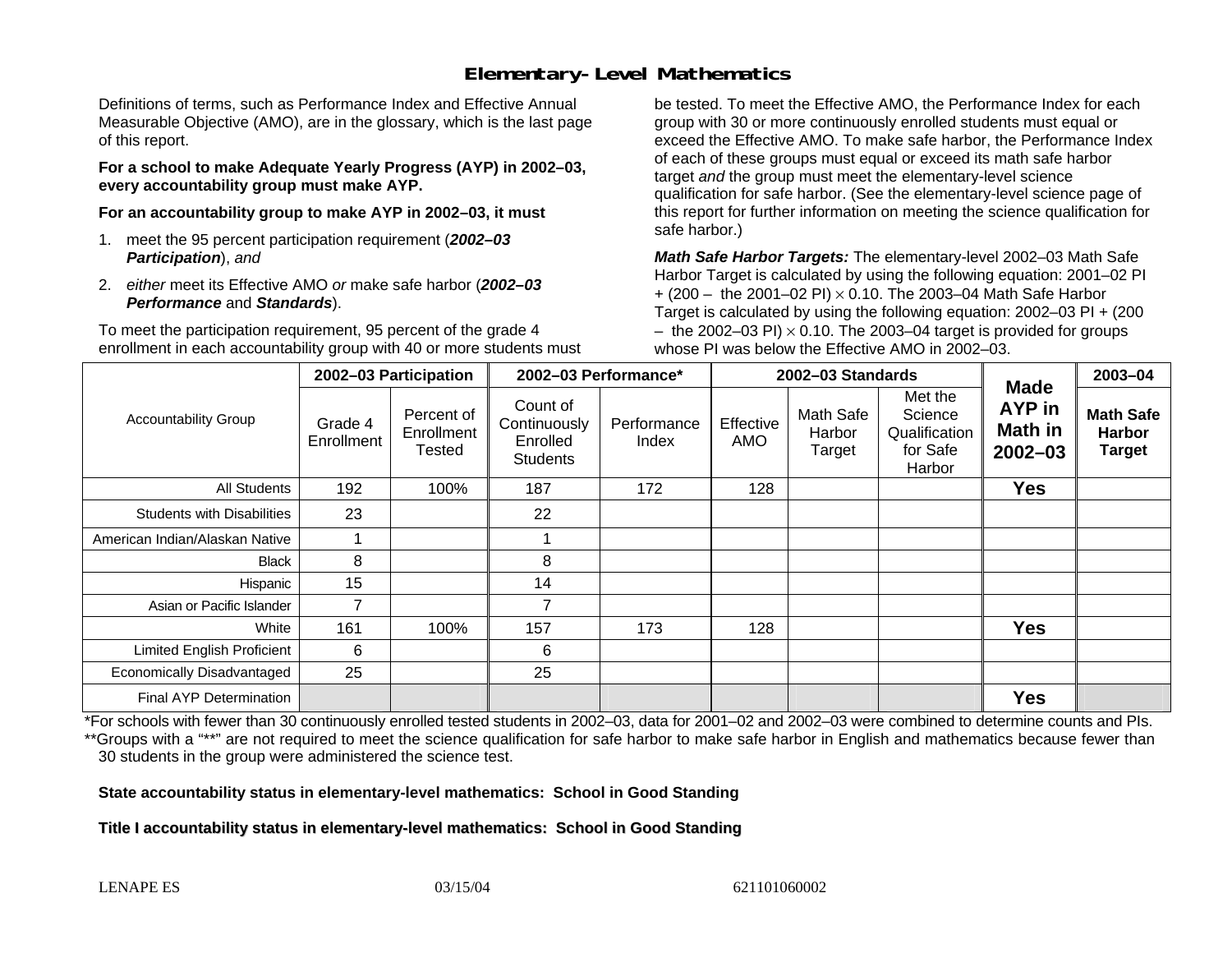# Elementary-Level Mathematics

Definitions of terms, such as Performance Index and Effective Annual Measurable Objective (AMO), are in the glossary, which is the last page of this report.

**For a school to make Adequate Yearly Progress (AYP) in 2002–03, every accountability group must make AYP.**

**For an accountability group to make AYP in 2002–03, it must**

1. meet the 95 percent participation requirement (***2002–03 Participation***), *and*
2. *either* meet its Effective AMO *or* make safe harbor (***2002–03 Performance*** and ***Standards***).

To meet the participation requirement, 95 percent of the grade 4 enrollment in each accountability group with 40 or more students must be tested. To meet the Effective AMO, the Performance Index for each group with 30 or more continuously enrolled students must equal or exceed the Effective AMO. To make safe harbor, the Performance Index of each of these groups must equal or exceed its math safe harbor target *and* the group must meet the elementary-level science qualification for safe harbor. (See the elementary-level science page of this report for further information on meeting the science qualification for safe harbor.)

***Math Safe Harbor Targets:*** The elementary-level 2002–03 Math Safe Harbor Target is calculated by using the following equation: 2001–02 PI + (200 – the 2001–02 PI) $\times$ 0.10. The 2003–04 Math Safe Harbor Target is calculated by using the following equation: 2002–03 PI + (200 – the 2002–03 PI) $\times$ 0.10. The 2003–04 target is provided for groups whose PI was below the Effective AMO in 2002–03.

| Accountability Group | 2002–03 Participation | | 2002–03 Performance* | | 2002–03 Standards | | | Made AYP in Math in 2002–03 | 2003–04 |
|---|---|---|---|---|---|---|---|---|---|
| | Grade 4 Enrollment | Percent of Enrollment Tested | Count of Continuously Enrolled Students | Performance Index | Effective AMO | Math Safe Harbor Target | Met the Science Qualification for Safe Harbor | | Math Safe Harbor Target |
| All Students | 192 | 100% | 187 | 172 | 128 | | | **Yes** | |
| Students with Disabilities | 23 | | 22 | | | | | | |
| American Indian/Alaskan Native | 1 | | 1 | | | | | | |
| Black | 8 | | 8 | | | | | | |
| Hispanic | 15 | | 14 | | | | | | |
| Asian or Pacific Islander | 7 | | 7 | | | | | | |
| White | 161 | 100% | 157 | 173 | 128 | | | **Yes** | |
| Limited English Proficient | 6 | | 6 | | | | | | |
| Economically Disadvantaged | 25 | | 25 | | | | | | |
| Final AYP Determination | | | | | | | | **Yes** | |

*For schools with fewer than 30 continuously enrolled tested students in 2002–03, data for 2001–02 and 2002–03 were combined to determine counts and PIs.

**Groups with a "**" are not required to meet the science qualification for safe harbor to make safe harbor in English and mathematics because fewer than 30 students in the group were administered the science test.

**State accountability status in elementary-level mathematics: School in Good Standing**

**Title I accountability status in elementary-level mathematics: School in Good Standing**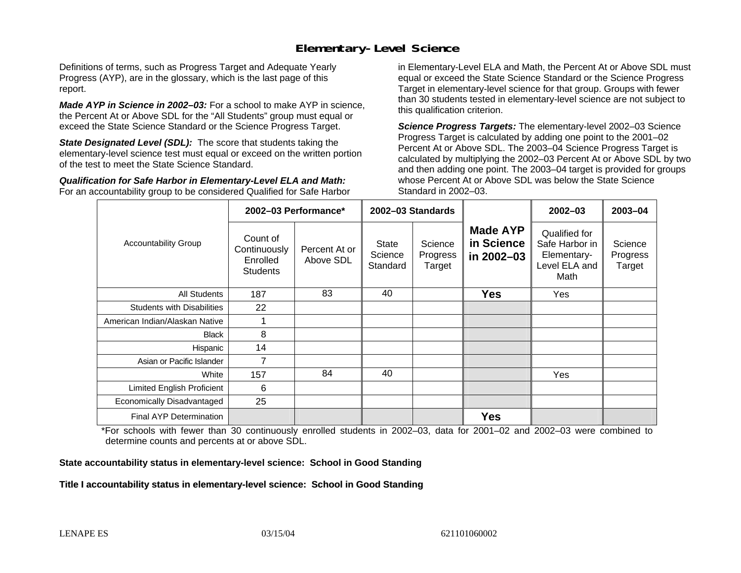# Elementary-Level Science

Definitions of terms, such as Progress Target and Adequate Yearly Progress (AYP), are in the glossary, which is the last page of this report.

***Made AYP in Science in 2002–03:*** For a school to make AYP in science, the Percent At or Above SDL for the "All Students" group must equal or exceed the State Science Standard or the Science Progress Target.

***State Designated Level (SDL):*** The score that students taking the elementary-level science test must equal or exceed on the written portion of the test to meet the State Science Standard.

***Qualification for Safe Harbor in Elementary-Level ELA and Math:*** For an accountability group to be considered Qualified for Safe Harbor in Elementary-Level ELA and Math, the Percent At or Above SDL must equal or exceed the State Science Standard or the Science Progress Target in elementary-level science for that group. Groups with fewer than 30 students tested in elementary-level science are not subject to this qualification criterion.

***Science Progress Targets:*** The elementary-level 2002–03 Science Progress Target is calculated by adding one point to the 2001–02 Percent At or Above SDL. The 2003–04 Science Progress Target is calculated by multiplying the 2002–03 Percent At or Above SDL by two and then adding one point. The 2003–04 target is provided for groups whose Percent At or Above SDL was below the State Science Standard in 2002–03.

| Accountability Group | 2002–03 Performance* | | 2002–03 Standards | | Made AYP in Science in 2002–03 | 2002–03 | 2003–04 |
|---|---|---|---|---|---|---|---|
| | Count of Continuously Enrolled Students | Percent At or Above SDL | State Science Standard | Science Progress Target | | Qualified for Safe Harbor in Elementary-Level ELA and Math | Science Progress Target |
| All Students | 187 | 83 | 40 | | **Yes** | Yes | |
| Students with Disabilities | 22 | | | | | | |
| American Indian/Alaskan Native | 1 | | | | | | |
| Black | 8 | | | | | | |
| Hispanic | 14 | | | | | | |
| Asian or Pacific Islander | 7 | | | | | | |
| White | 157 | 84 | 40 | | | Yes | |
| Limited English Proficient | 6 | | | | | | |
| Economically Disadvantaged | 25 | | | | | | |
| Final AYP Determination | | | | | **Yes** | | |

*For schools with fewer than 30 continuously enrolled students in 2002–03, data for 2001–02 and 2002–03 were combined to determine counts and percents at or above SDL.

**State accountability status in elementary-level science: School in Good Standing**

**Title I accountability status in elementary-level science: School in Good Standing**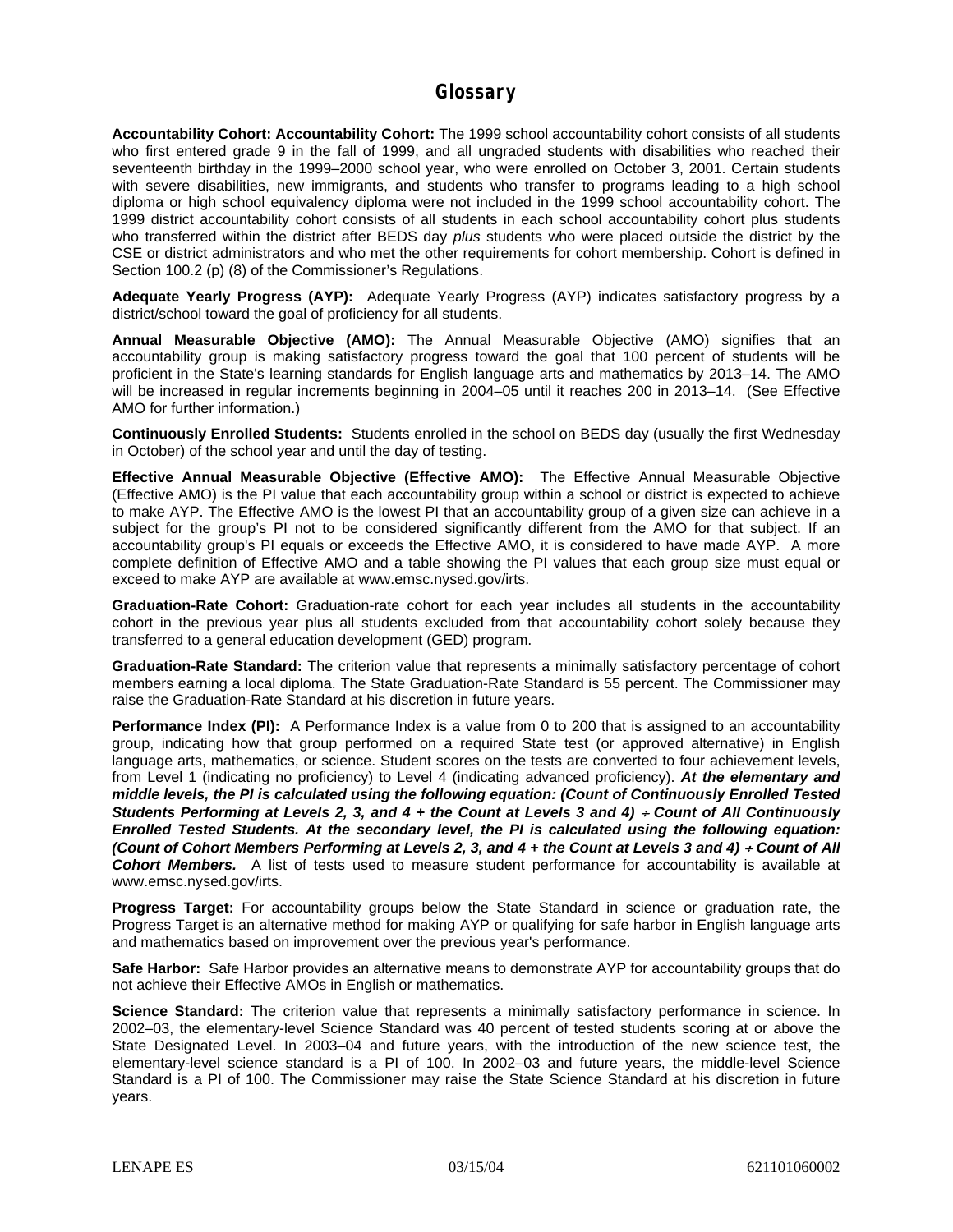# Glossary

**Accountability Cohort: Accountability Cohort:** The 1999 school accountability cohort consists of all students who first entered grade 9 in the fall of 1999, and all ungraded students with disabilities who reached their seventeenth birthday in the 1999–2000 school year, who were enrolled on October 3, 2001. Certain students with severe disabilities, new immigrants, and students who transfer to programs leading to a high school diploma or high school equivalency diploma were not included in the 1999 school accountability cohort. The 1999 district accountability cohort consists of all students in each school accountability cohort plus students who transferred within the district after BEDS day *plus* students who were placed outside the district by the CSE or district administrators and who met the other requirements for cohort membership. Cohort is defined in Section 100.2 (p) (8) of the Commissioner's Regulations.

**Adequate Yearly Progress (AYP):** Adequate Yearly Progress (AYP) indicates satisfactory progress by a district/school toward the goal of proficiency for all students.

**Annual Measurable Objective (AMO):** The Annual Measurable Objective (AMO) signifies that an accountability group is making satisfactory progress toward the goal that 100 percent of students will be proficient in the State's learning standards for English language arts and mathematics by 2013–14. The AMO will be increased in regular increments beginning in 2004–05 until it reaches 200 in 2013–14. (See Effective AMO for further information.)

**Continuously Enrolled Students:** Students enrolled in the school on BEDS day (usually the first Wednesday in October) of the school year and until the day of testing.

**Effective Annual Measurable Objective (Effective AMO):** The Effective Annual Measurable Objective (Effective AMO) is the PI value that each accountability group within a school or district is expected to achieve to make AYP. The Effective AMO is the lowest PI that an accountability group of a given size can achieve in a subject for the group's PI not to be considered significantly different from the AMO for that subject. If an accountability group's PI equals or exceeds the Effective AMO, it is considered to have made AYP. A more complete definition of Effective AMO and a table showing the PI values that each group size must equal or exceed to make AYP are available at www.emsc.nysed.gov/irts.

**Graduation-Rate Cohort:** Graduation-rate cohort for each year includes all students in the accountability cohort in the previous year plus all students excluded from that accountability cohort solely because they transferred to a general education development (GED) program.

**Graduation-Rate Standard:** The criterion value that represents a minimally satisfactory percentage of cohort members earning a local diploma. The State Graduation-Rate Standard is 55 percent. The Commissioner may raise the Graduation-Rate Standard at his discretion in future years.

**Performance Index (PI):** A Performance Index is a value from 0 to 200 that is assigned to an accountability group, indicating how that group performed on a required State test (or approved alternative) in English language arts, mathematics, or science. Student scores on the tests are converted to four achievement levels, from Level 1 (indicating no proficiency) to Level 4 (indicating advanced proficiency). ***At the elementary and middle levels, the PI is calculated using the following equation: (Count of Continuously Enrolled Tested Students Performing at Levels 2, 3, and 4 + the Count at Levels 3 and 4) ÷ Count of All Continuously Enrolled Tested Students. At the secondary level, the PI is calculated using the following equation: (Count of Cohort Members Performing at Levels 2, 3, and 4 + the Count at Levels 3 and 4) ÷ Count of All Cohort Members.*** A list of tests used to measure student performance for accountability is available at www.emsc.nysed.gov/irts.

**Progress Target:** For accountability groups below the State Standard in science or graduation rate, the Progress Target is an alternative method for making AYP or qualifying for safe harbor in English language arts and mathematics based on improvement over the previous year's performance.

**Safe Harbor:** Safe Harbor provides an alternative means to demonstrate AYP for accountability groups that do not achieve their Effective AMOs in English or mathematics.

**Science Standard:** The criterion value that represents a minimally satisfactory performance in science. In 2002–03, the elementary-level Science Standard was 40 percent of tested students scoring at or above the State Designated Level. In 2003–04 and future years, with the introduction of the new science test, the elementary-level science standard is a PI of 100. In 2002–03 and future years, the middle-level Science Standard is a PI of 100. The Commissioner may raise the State Science Standard at his discretion in future years.